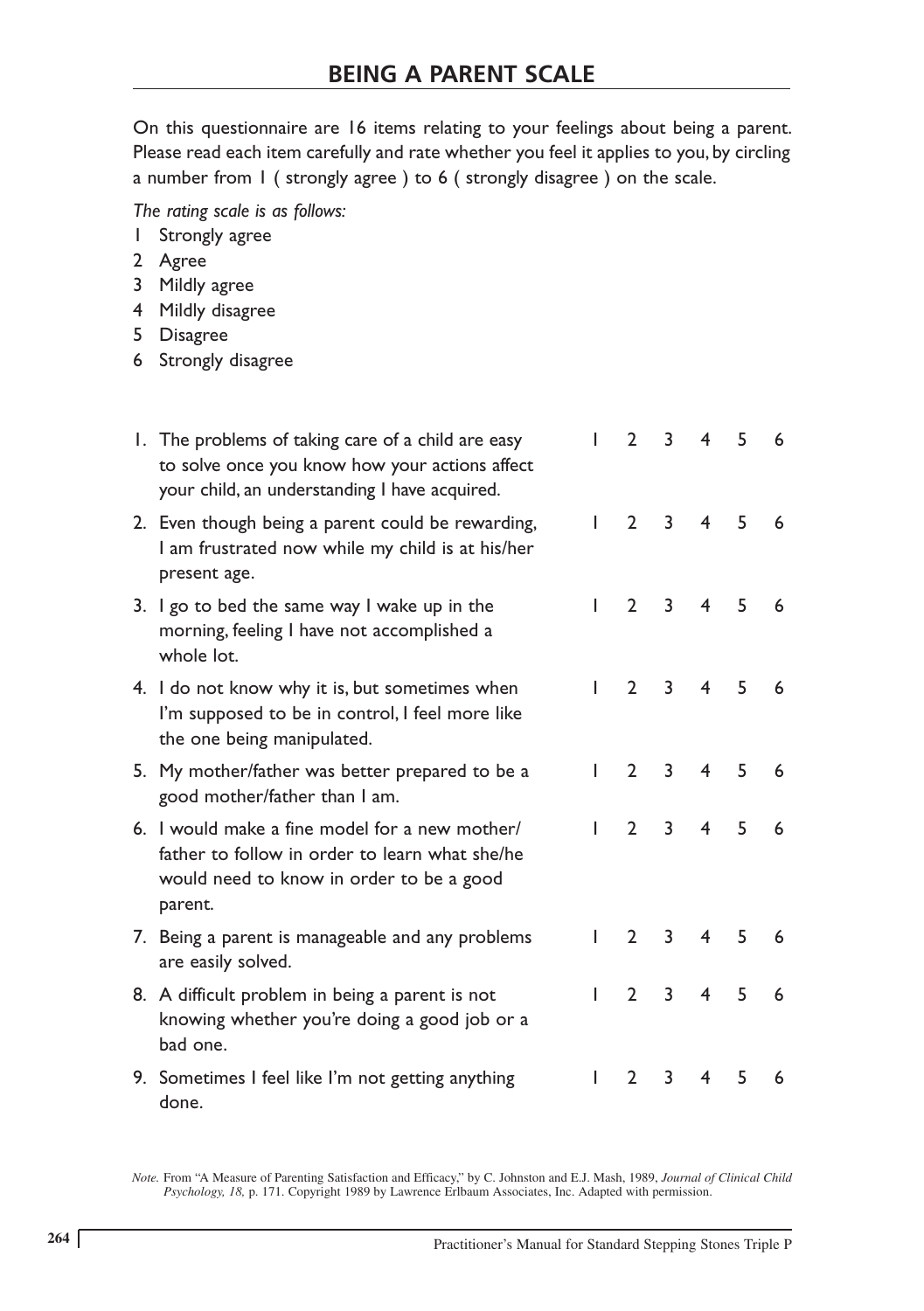## BEING A PARENT SCALE

On this questionnaire are 16 items relating to your feelings about being a parent. Please read each item carefully and rate whether you feel it applies to you, by circling a number from 1 ( strongly agree ) to 6 ( strongly disagree ) on the scale.

*The rating scale is as follows:*

1 Strongly agree
2 Agree
3 Mildly agree
4 Mildly disagree
5 Disagree
6 Strongly disagree

| Item | | | | | | |
|---|---|---|---|---|---|---|
| 1. The problems of taking care of a child are easy to solve once you know how your actions affect your child, an understanding I have acquired. | 1 | 2 | 3 | 4 | 5 | 6 |
| 2. Even though being a parent could be rewarding, I am frustrated now while my child is at his/her present age. | 1 | 2 | 3 | 4 | 5 | 6 |
| 3. I go to bed the same way I wake up in the morning, feeling I have not accomplished a whole lot. | 1 | 2 | 3 | 4 | 5 | 6 |
| 4. I do not know why it is, but sometimes when I'm supposed to be in control, I feel more like the one being manipulated. | 1 | 2 | 3 | 4 | 5 | 6 |
| 5. My mother/father was better prepared to be a good mother/father than I am. | 1 | 2 | 3 | 4 | 5 | 6 |
| 6. I would make a fine model for a new mother/father to follow in order to learn what she/he would need to know in order to be a good parent. | 1 | 2 | 3 | 4 | 5 | 6 |
| 7. Being a parent is manageable and any problems are easily solved. | 1 | 2 | 3 | 4 | 5 | 6 |
| 8. A difficult problem in being a parent is not knowing whether you're doing a good job or a bad one. | 1 | 2 | 3 | 4 | 5 | 6 |
| 9. Sometimes I feel like I'm not getting anything done. | 1 | 2 | 3 | 4 | 5 | 6 |

*Note.* From "A Measure of Parenting Satisfaction and Efficacy," by C. Johnston and E.J. Mash, 1989, *Journal of Clinical Child Psychology, 18,* p. 171. Copyright 1989 by Lawrence Erlbaum Associates, Inc. Adapted with permission.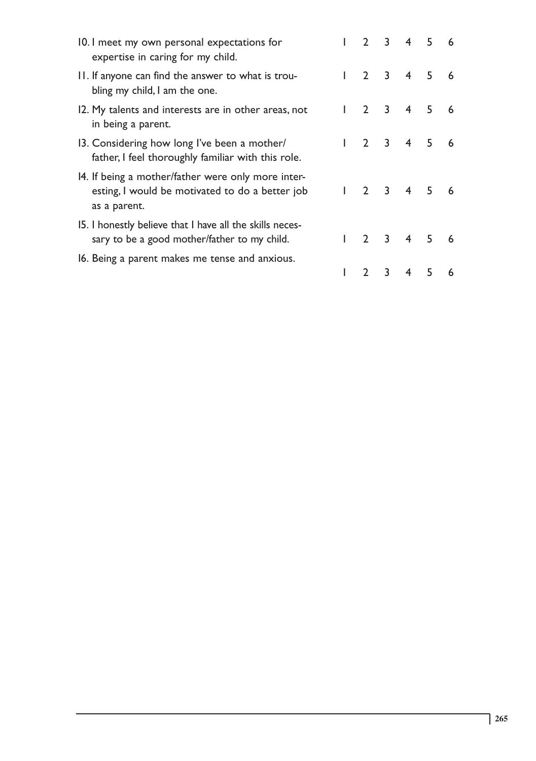| | | | | | | |
|---|---|---|---|---|---|---|
| 10. I meet my own personal expectations for expertise in caring for my child. | 1 | 2 | 3 | 4 | 5 | 6 |
| 11. If anyone can find the answer to what is troubling my child, I am the one. | 1 | 2 | 3 | 4 | 5 | 6 |
| 12. My talents and interests are in other areas, not in being a parent. | 1 | 2 | 3 | 4 | 5 | 6 |
| 13. Considering how long I've been a mother/father, I feel thoroughly familiar with this role. | 1 | 2 | 3 | 4 | 5 | 6 |
| 14. If being a mother/father were only more interesting, I would be motivated to do a better job as a parent. | 1 | 2 | 3 | 4 | 5 | 6 |
| 15. I honestly believe that I have all the skills necessary to be a good mother/father to my child. | 1 | 2 | 3 | 4 | 5 | 6 |
| 16. Being a parent makes me tense and anxious. | 1 | 2 | 3 | 4 | 5 | 6 |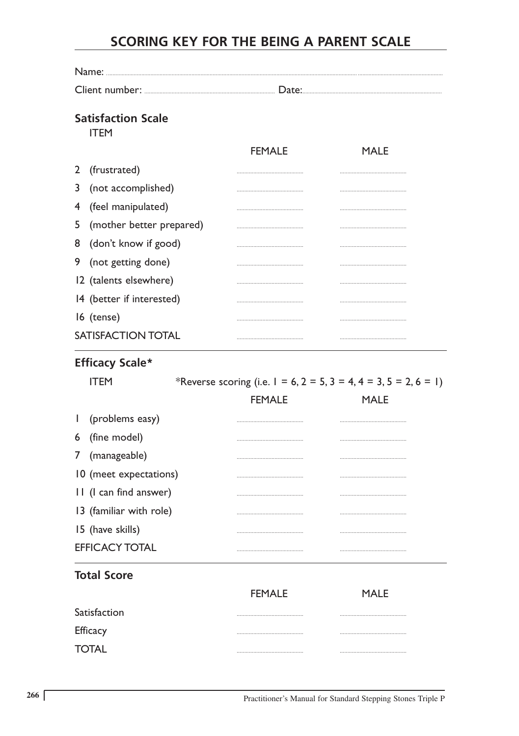# SCORING KEY FOR THE BEING A PARENT SCALE

Name: ...............................................................................................................

Client number: .............................................. Date: ..............................................

## Satisfaction Scale

| ITEM | FEMALE | MALE |
|---|---|---|
| 2 (frustrated) | | |
| 3 (not accomplished) | | |
| 4 (feel manipulated) | | |
| 5 (mother better prepared) | | |
| 8 (don't know if good) | | |
| 9 (not getting done) | | |
| 12 (talents elsewhere) | | |
| 14 (better if interested) | | |
| 16 (tense) | | |
| SATISFACTION TOTAL | | |

## Efficacy Scale*

*Reverse scoring (i.e. 1 = 6, 2 = 5, 3 = 4, 4 = 3, 5 = 2, 6 = 1)

| ITEM | FEMALE | MALE |
|---|---|---|
| 1 (problems easy) | | |
| 6 (fine model) | | |
| 7 (manageable) | | |
| 10 (meet expectations) | | |
| 11 (I can find answer) | | |
| 13 (familiar with role) | | |
| 15 (have skills) | | |
| EFFICACY TOTAL | | |

## Total Score

| | FEMALE | MALE |
|---|---|---|
| Satisfaction | | |
| Efficacy | | |
| TOTAL | | |